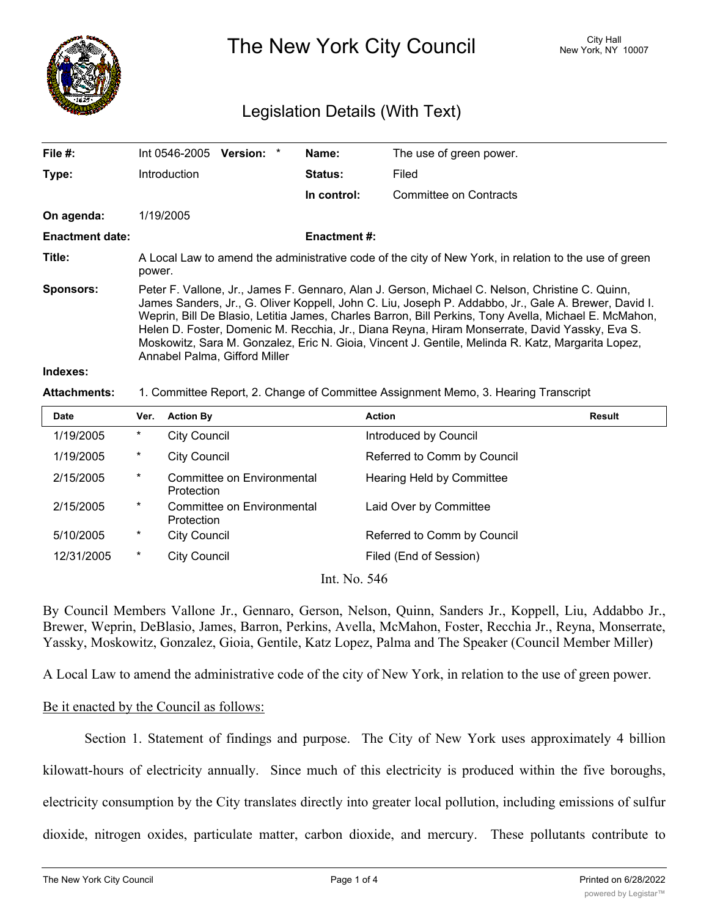# The New York City Council

City Hall
New York, NY 10007

## Legislation Details (With Text)

| | | | |
|---|---|---|---|
| **File #:** | Int 0546-2005 **Version:** * | **Name:** | The use of green power. |
| **Type:** | Introduction | **Status:** | Filed |
| | | **In control:** | Committee on Contracts |
| **On agenda:** | 1/19/2005 | | |
| **Enactment date:** | | **Enactment #:** | |

**Title:** A Local Law to amend the administrative code of the city of New York, in relation to the use of green power.

**Sponsors:** Peter F. Vallone, Jr., James F. Gennaro, Alan J. Gerson, Michael C. Nelson, Christine C. Quinn, James Sanders, Jr., G. Oliver Koppell, John C. Liu, Joseph P. Addabbo, Jr., Gale A. Brewer, David I. Weprin, Bill De Blasio, Letitia James, Charles Barron, Bill Perkins, Tony Avella, Michael E. McMahon, Helen D. Foster, Domenic M. Recchia, Jr., Diana Reyna, Hiram Monserrate, David Yassky, Eva S. Moskowitz, Sara M. Gonzalez, Eric N. Gioia, Vincent J. Gentile, Melinda R. Katz, Margarita Lopez, Annabel Palma, Gifford Miller

**Indexes:**

**Attachments:** 1. Committee Report, 2. Change of Committee Assignment Memo, 3. Hearing Transcript

| Date | Ver. | Action By | Action | Result |
|---|---|---|---|---|
| 1/19/2005 | * | City Council | Introduced by Council | |
| 1/19/2005 | * | City Council | Referred to Comm by Council | |
| 2/15/2005 | * | Committee on Environmental Protection | Hearing Held by Committee | |
| 2/15/2005 | * | Committee on Environmental Protection | Laid Over by Committee | |
| 5/10/2005 | * | City Council | Referred to Comm by Council | |
| 12/31/2005 | * | City Council | Filed (End of Session) | |

Int. No. 546

By Council Members Vallone Jr., Gennaro, Gerson, Nelson, Quinn, Sanders Jr., Koppell, Liu, Addabbo Jr., Brewer, Weprin, DeBlasio, James, Barron, Perkins, Avella, McMahon, Foster, Recchia Jr., Reyna, Monserrate, Yassky, Moskowitz, Gonzalez, Gioia, Gentile, Katz Lopez, Palma and The Speaker (Council Member Miller)

A Local Law to amend the administrative code of the city of New York, in relation to the use of green power.

Be it enacted by the Council as follows:

Section 1. Statement of findings and purpose. The City of New York uses approximately 4 billion kilowatt-hours of electricity annually. Since much of this electricity is produced within the five boroughs, electricity consumption by the City translates directly into greater local pollution, including emissions of sulfur dioxide, nitrogen oxides, particulate matter, carbon dioxide, and mercury. These pollutants contribute to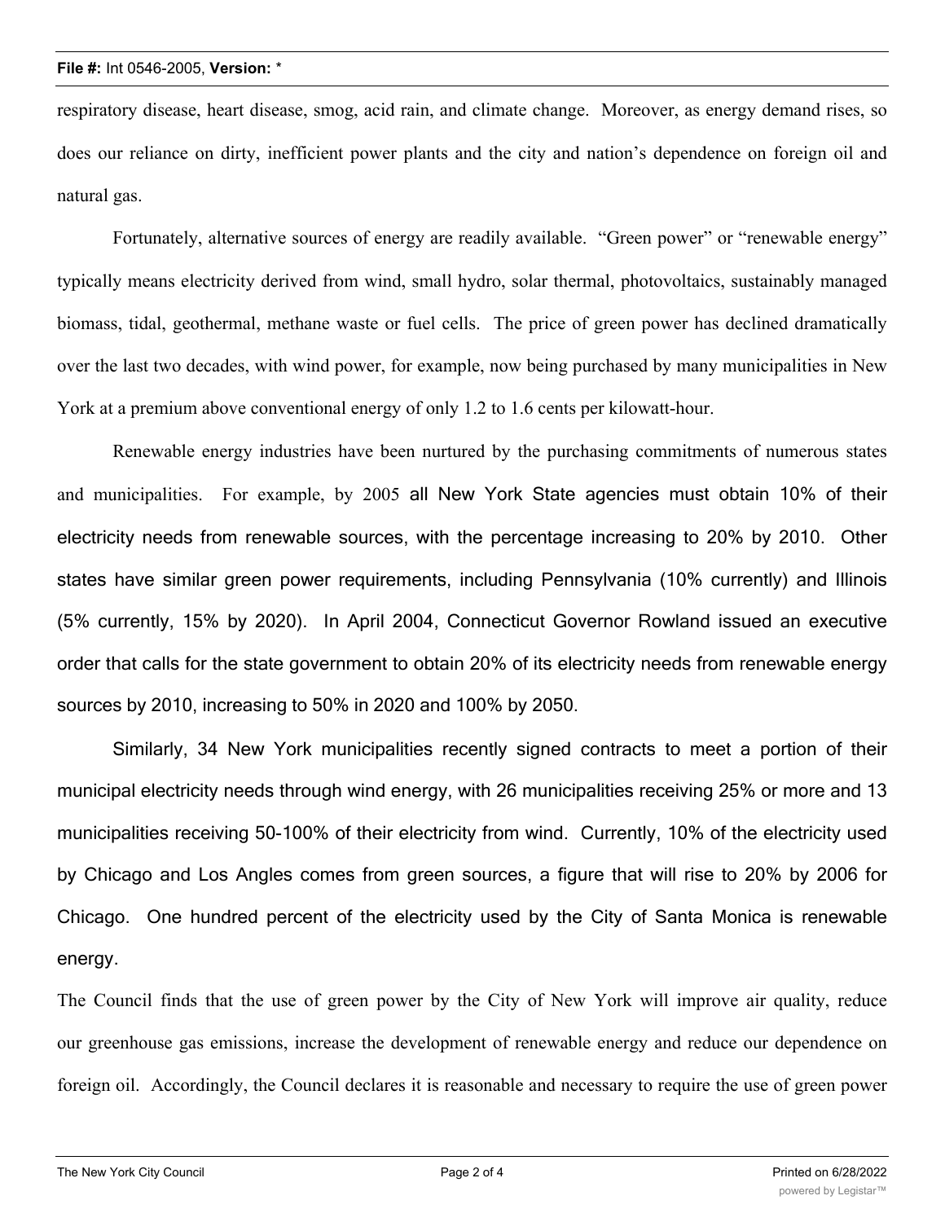respiratory disease, heart disease, smog, acid rain, and climate change. Moreover, as energy demand rises, so does our reliance on dirty, inefficient power plants and the city and nation's dependence on foreign oil and natural gas.

Fortunately, alternative sources of energy are readily available. "Green power" or "renewable energy" typically means electricity derived from wind, small hydro, solar thermal, photovoltaics, sustainably managed biomass, tidal, geothermal, methane waste or fuel cells. The price of green power has declined dramatically over the last two decades, with wind power, for example, now being purchased by many municipalities in New York at a premium above conventional energy of only 1.2 to 1.6 cents per kilowatt-hour.

Renewable energy industries have been nurtured by the purchasing commitments of numerous states and municipalities. For example, by 2005 all New York State agencies must obtain 10% of their electricity needs from renewable sources, with the percentage increasing to 20% by 2010. Other states have similar green power requirements, including Pennsylvania (10% currently) and Illinois (5% currently, 15% by 2020). In April 2004, Connecticut Governor Rowland issued an executive order that calls for the state government to obtain 20% of its electricity needs from renewable energy sources by 2010, increasing to 50% in 2020 and 100% by 2050.

Similarly, 34 New York municipalities recently signed contracts to meet a portion of their municipal electricity needs through wind energy, with 26 municipalities receiving 25% or more and 13 municipalities receiving 50-100% of their electricity from wind. Currently, 10% of the electricity used by Chicago and Los Angles comes from green sources, a figure that will rise to 20% by 2006 for Chicago. One hundred percent of the electricity used by the City of Santa Monica is renewable energy.

The Council finds that the use of green power by the City of New York will improve air quality, reduce our greenhouse gas emissions, increase the development of renewable energy and reduce our dependence on foreign oil. Accordingly, the Council declares it is reasonable and necessary to require the use of green power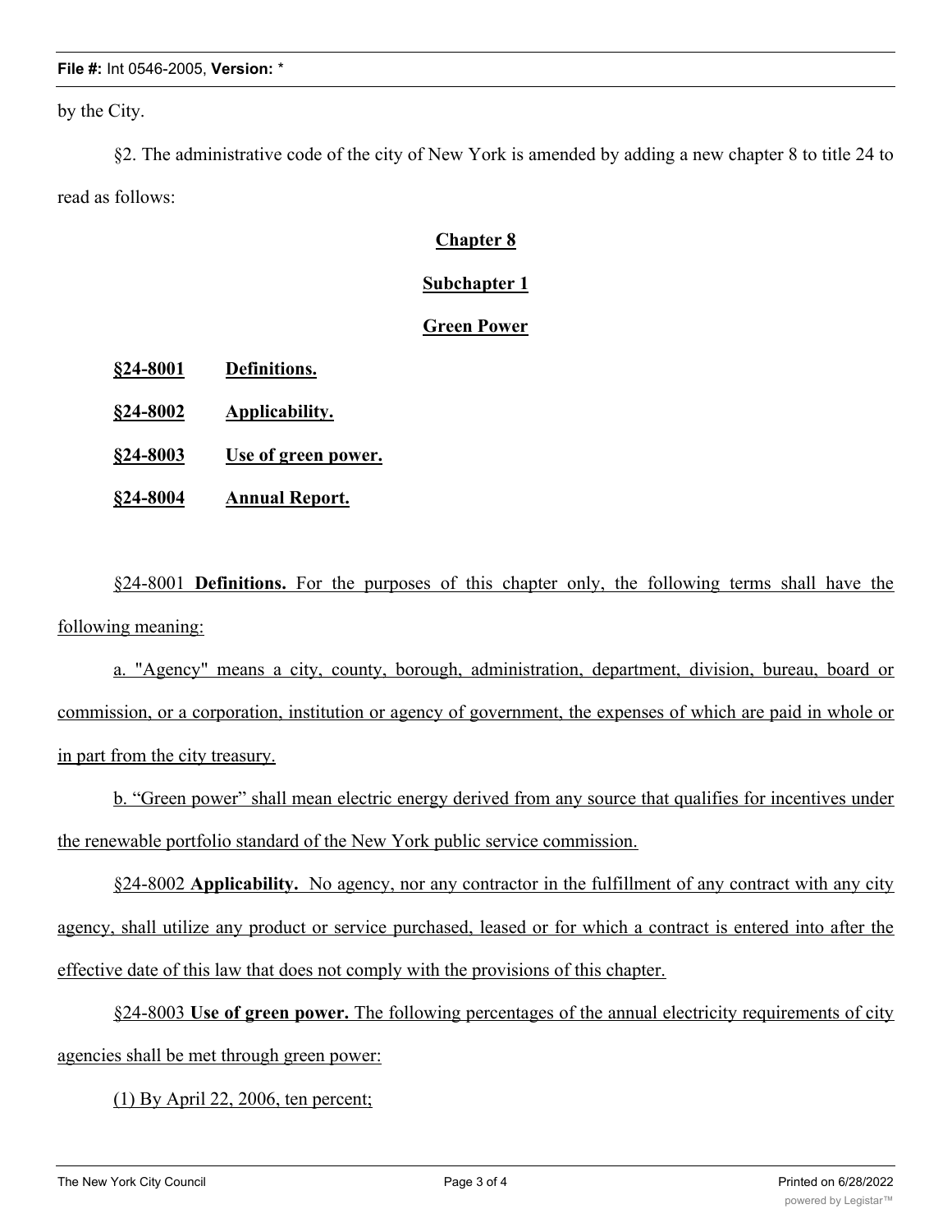by the City.

§2. The administrative code of the city of New York is amended by adding a new chapter 8 to title 24 to read as follows:

**Chapter 8**

**Subchapter 1**

**Green Power**

**§24-8001 Definitions.**

**§24-8002 Applicability.**

**§24-8003 Use of green power.**

**§24-8004 Annual Report.**

§24-8001 **Definitions.** For the purposes of this chapter only, the following terms shall have the following meaning:

a. "Agency" means a city, county, borough, administration, department, division, bureau, board or commission, or a corporation, institution or agency of government, the expenses of which are paid in whole or in part from the city treasury.

b. "Green power" shall mean electric energy derived from any source that qualifies for incentives under the renewable portfolio standard of the New York public service commission.

§24-8002 **Applicability.** No agency, nor any contractor in the fulfillment of any contract with any city agency, shall utilize any product or service purchased, leased or for which a contract is entered into after the effective date of this law that does not comply with the provisions of this chapter.

§24-8003 **Use of green power.** The following percentages of the annual electricity requirements of city agencies shall be met through green power:

(1) By April 22, 2006, ten percent;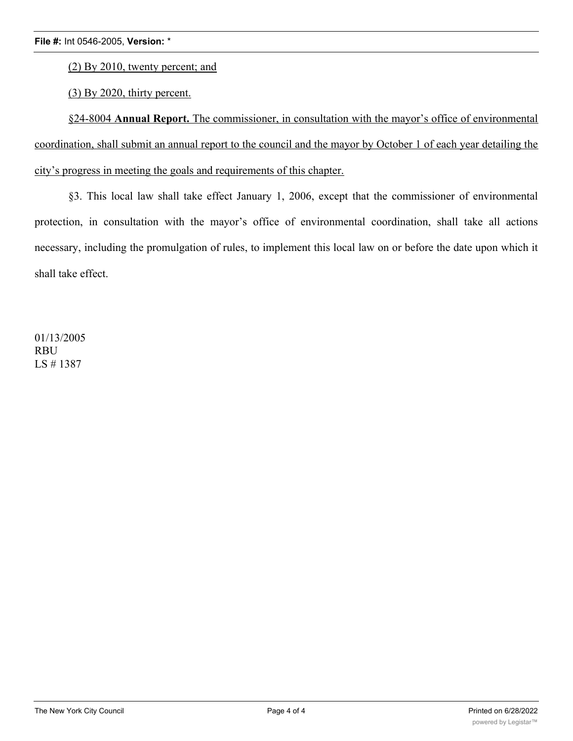(2) By 2010, twenty percent; and

(3) By 2020, thirty percent.

§24-8004 **Annual Report.** The commissioner, in consultation with the mayor's office of environmental coordination, shall submit an annual report to the council and the mayor by October 1 of each year detailing the city's progress in meeting the goals and requirements of this chapter.

§3. This local law shall take effect January 1, 2006, except that the commissioner of environmental protection, in consultation with the mayor's office of environmental coordination, shall take all actions necessary, including the promulgation of rules, to implement this local law on or before the date upon which it shall take effect.

01/13/2005
RBU
LS # 1387